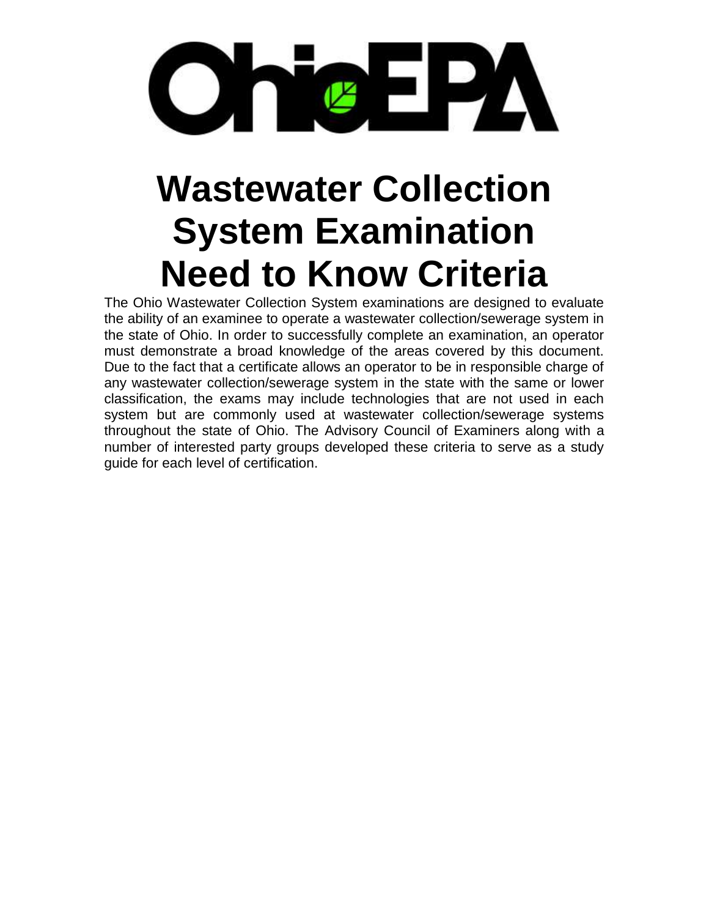OhioEPA

# Wastewater Collection System Examination Need to Know Criteria

The Ohio Wastewater Collection System examinations are designed to evaluate the ability of an examinee to operate a wastewater collection/sewerage system in the state of Ohio. In order to successfully complete an examination, an operator must demonstrate a broad knowledge of the areas covered by this document. Due to the fact that a certificate allows an operator to be in responsible charge of any wastewater collection/sewerage system in the state with the same or lower classification, the exams may include technologies that are not used in each system but are commonly used at wastewater collection/sewerage systems throughout the state of Ohio. The Advisory Council of Examiners along with a number of interested party groups developed these criteria to serve as a study guide for each level of certification.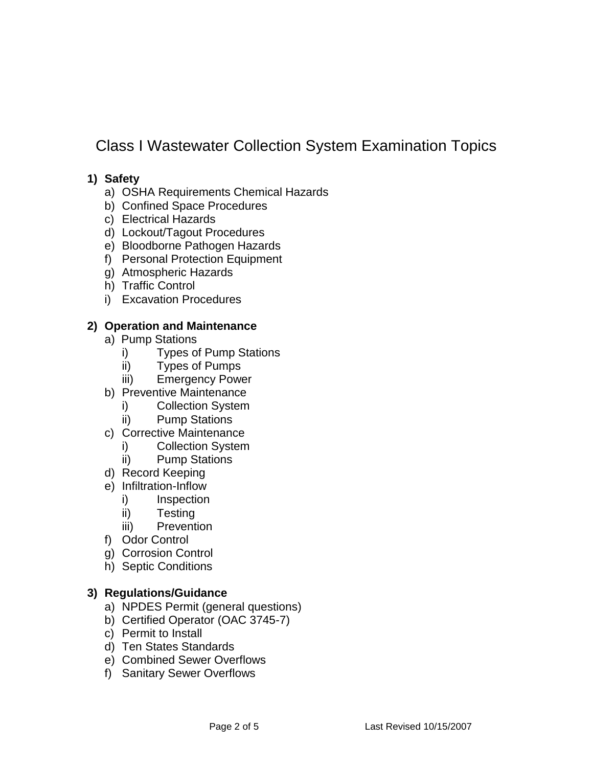# Class I Wastewater Collection System Examination Topics

1) **Safety**
   a) OSHA Requirements Chemical Hazards
   b) Confined Space Procedures
   c) Electrical Hazards
   d) Lockout/Tagout Procedures
   e) Bloodborne Pathogen Hazards
   f) Personal Protection Equipment
   g) Atmospheric Hazards
   h) Traffic Control
   i) Excavation Procedures

2) **Operation and Maintenance**
   a) Pump Stations
      i) Types of Pump Stations
      ii) Types of Pumps
      iii) Emergency Power
   b) Preventive Maintenance
      i) Collection System
      ii) Pump Stations
   c) Corrective Maintenance
      i) Collection System
      ii) Pump Stations
   d) Record Keeping
   e) Infiltration-Inflow
      i) Inspection
      ii) Testing
      iii) Prevention
   f) Odor Control
   g) Corrosion Control
   h) Septic Conditions

3) **Regulations/Guidance**
   a) NPDES Permit (general questions)
   b) Certified Operator (OAC 3745-7)
   c) Permit to Install
   d) Ten States Standards
   e) Combined Sewer Overflows
   f) Sanitary Sewer Overflows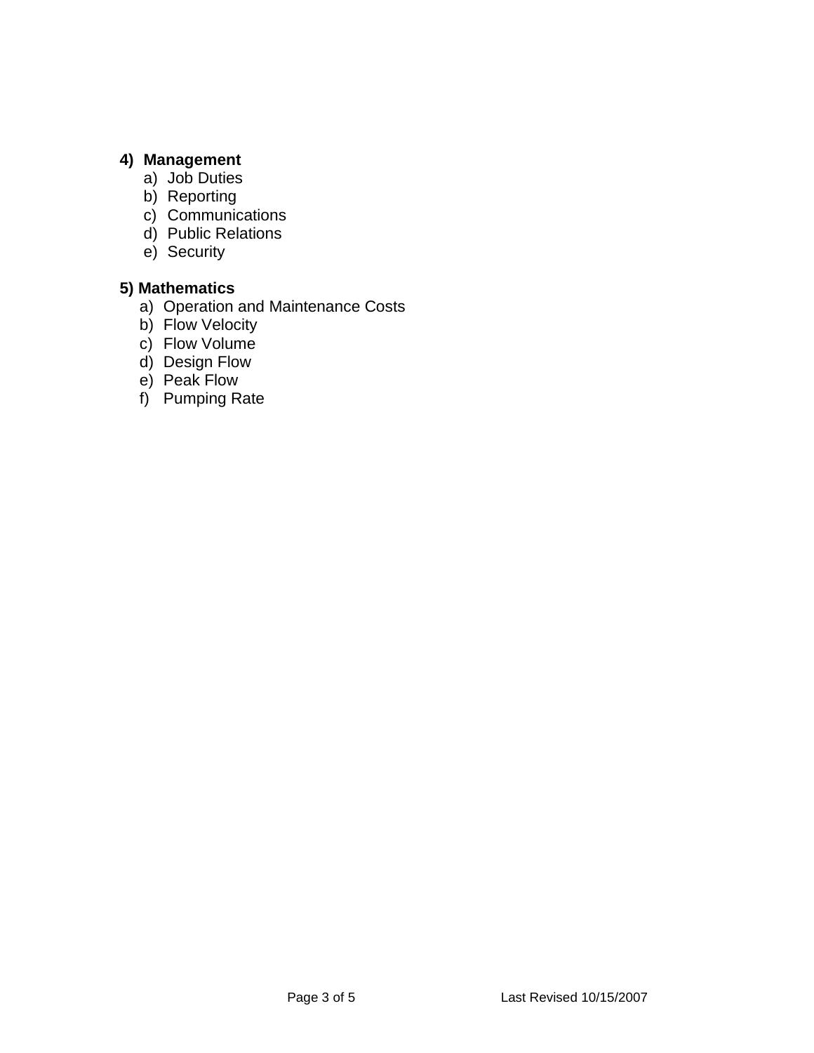**4) Management**

a) Job Duties
b) Reporting
c) Communications
d) Public Relations
e) Security

**5) Mathematics**

a) Operation and Maintenance Costs
b) Flow Velocity
c) Flow Volume
d) Design Flow
e) Peak Flow
f) Pumping Rate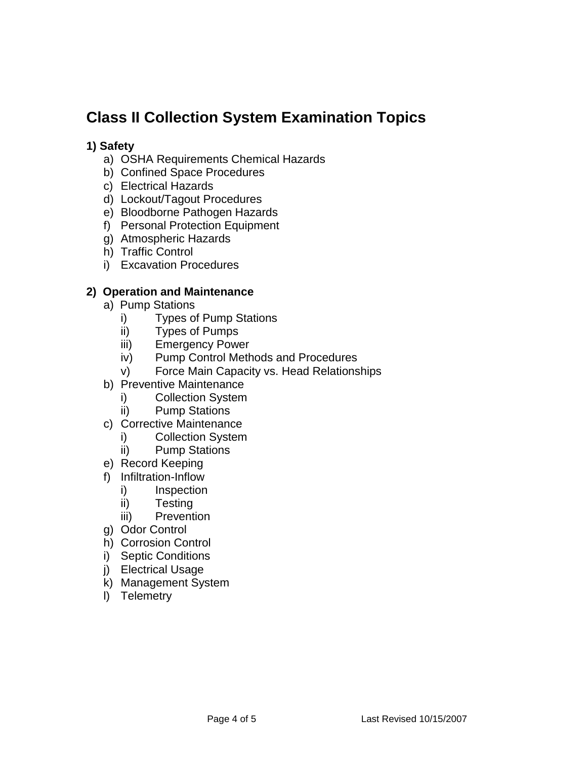# Class II Collection System Examination Topics

**1) Safety**

a) OSHA Requirements Chemical Hazards
b) Confined Space Procedures
c) Electrical Hazards
d) Lockout/Tagout Procedures
e) Bloodborne Pathogen Hazards
f) Personal Protection Equipment
g) Atmospheric Hazards
h) Traffic Control
i) Excavation Procedures

**2) Operation and Maintenance**

a) Pump Stations
   i) Types of Pump Stations
   ii) Types of Pumps
   iii) Emergency Power
   iv) Pump Control Methods and Procedures
   v) Force Main Capacity vs. Head Relationships
b) Preventive Maintenance
   i) Collection System
   ii) Pump Stations
c) Corrective Maintenance
   i) Collection System
   ii) Pump Stations
e) Record Keeping
f) Infiltration-Inflow
   i) Inspection
   ii) Testing
   iii) Prevention
g) Odor Control
h) Corrosion Control
i) Septic Conditions
j) Electrical Usage
k) Management System
l) Telemetry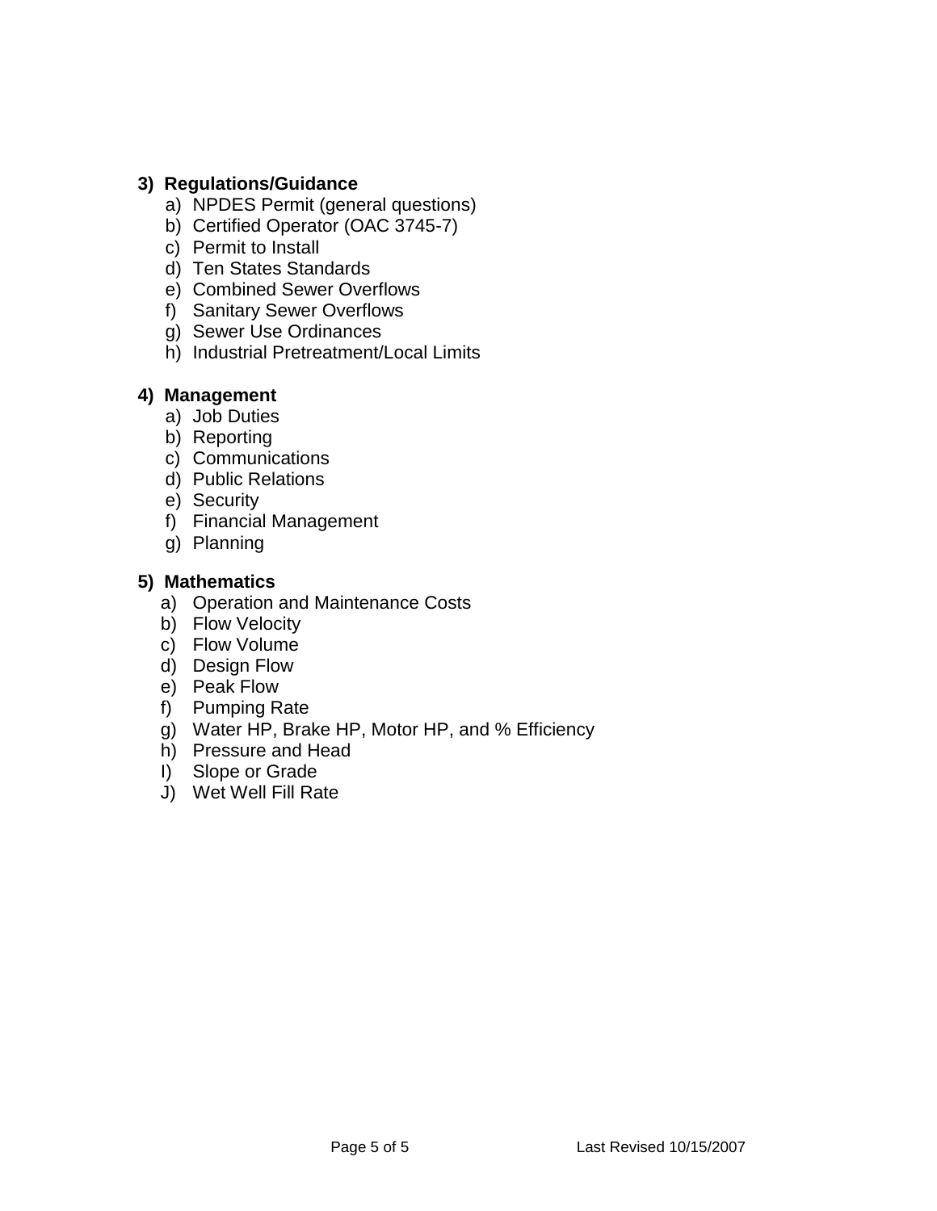**3) Regulations/Guidance**

a) NPDES Permit (general questions)
b) Certified Operator (OAC 3745-7)
c) Permit to Install
d) Ten States Standards
e) Combined Sewer Overflows
f) Sanitary Sewer Overflows
g) Sewer Use Ordinances
h) Industrial Pretreatment/Local Limits

**4) Management**

a) Job Duties
b) Reporting
c) Communications
d) Public Relations
e) Security
f) Financial Management
g) Planning

**5) Mathematics**

a) Operation and Maintenance Costs
b) Flow Velocity
c) Flow Volume
d) Design Flow
e) Peak Flow
f) Pumping Rate
g) Water HP, Brake HP, Motor HP, and % Efficiency
h) Pressure and Head
I) Slope or Grade
J) Wet Well Fill Rate

Last Revised 10/15/2007